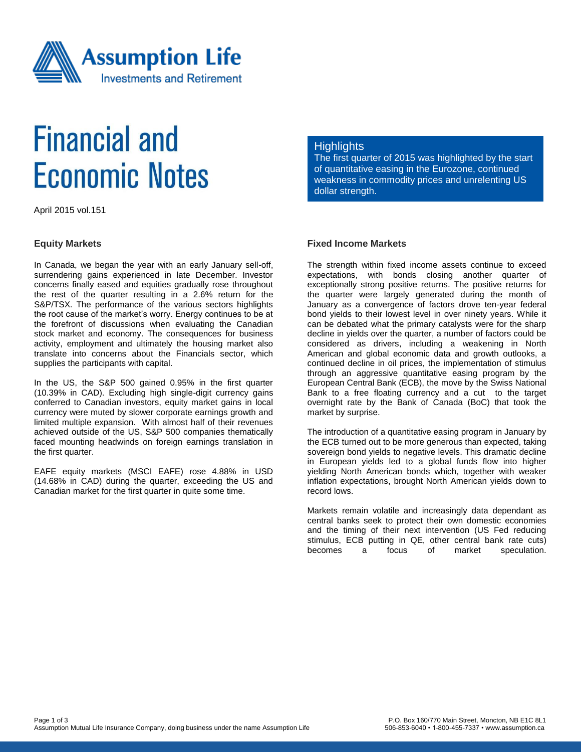Assumption Life
Investments and Retirement

# Financial and Economic Notes

April 2015 vol.151

## Highlights

The first quarter of 2015 was highlighted by the start of quantitative easing in the Eurozone, continued weakness in commodity prices and unrelenting US dollar strength.

### Equity Markets

In Canada, we began the year with an early January sell-off, surrendering gains experienced in late December. Investor concerns finally eased and equities gradually rose throughout the rest of the quarter resulting in a 2.6% return for the S&P/TSX. The performance of the various sectors highlights the root cause of the market's worry. Energy continues to be at the forefront of discussions when evaluating the Canadian stock market and economy. The consequences for business activity, employment and ultimately the housing market also translate into concerns about the Financials sector, which supplies the participants with capital.

In the US, the S&P 500 gained 0.95% in the first quarter (10.39% in CAD). Excluding high single-digit currency gains conferred to Canadian investors, equity market gains in local currency were muted by slower corporate earnings growth and limited multiple expansion. With almost half of their revenues achieved outside of the US, S&P 500 companies thematically faced mounting headwinds on foreign earnings translation in the first quarter.

EAFE equity markets (MSCI EAFE) rose 4.88% in USD (14.68% in CAD) during the quarter, exceeding the US and Canadian market for the first quarter in quite some time.

### Fixed Income Markets

The strength within fixed income assets continue to exceed expectations, with bonds closing another quarter of exceptionally strong positive returns. The positive returns for the quarter were largely generated during the month of January as a convergence of factors drove ten-year federal bond yields to their lowest level in over ninety years. While it can be debated what the primary catalysts were for the sharp decline in yields over the quarter, a number of factors could be considered as drivers, including a weakening in North American and global economic data and growth outlooks, a continued decline in oil prices, the implementation of stimulus through an aggressive quantitative easing program by the European Central Bank (ECB), the move by the Swiss National Bank to a free floating currency and a cut to the target overnight rate by the Bank of Canada (BoC) that took the market by surprise.

The introduction of a quantitative easing program in January by the ECB turned out to be more generous than expected, taking sovereign bond yields to negative levels. This dramatic decline in European yields led to a global funds flow into higher yielding North American bonds which, together with weaker inflation expectations, brought North American yields down to record lows.

Markets remain volatile and increasingly data dependant as central banks seek to protect their own domestic economies and the timing of their next intervention (US Fed reducing stimulus, ECB putting in QE, other central bank rate cuts) becomes a focus of market speculation.

Assumption Mutual Life Insurance Company, doing business under the name Assumption Life

P.O. Box 160/770 Main Street, Moncton, NB E1C 8L1
506-853-6040 • 1-800-455-7337 • www.assumption.ca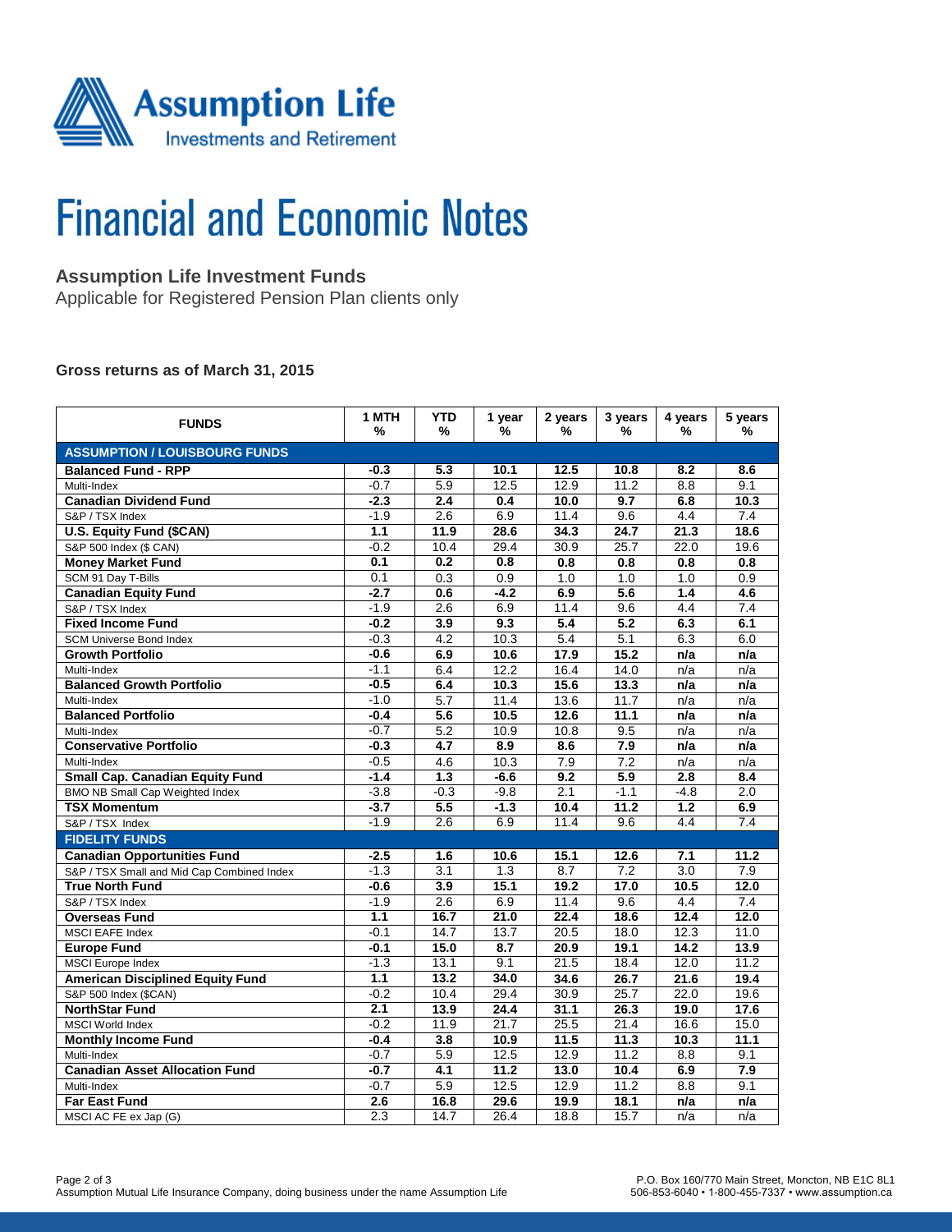Assumption Life
Investments and Retirement

# Financial and Economic Notes

## Assumption Life Investment Funds

Applicable for Registered Pension Plan clients only

### Gross returns as of March 31, 2015

| FUNDS | 1 MTH % | YTD % | 1 year % | 2 years % | 3 years % | 4 years % | 5 years % |
|---|---|---|---|---|---|---|---|
| **ASSUMPTION / LOUISBOURG FUNDS** | | | | | | | |
| **Balanced Fund - RPP** | **-0.3** | **5.3** | **10.1** | **12.5** | **10.8** | **8.2** | **8.6** |
| Multi-Index | -0.7 | 5.9 | 12.5 | 12.9 | 11.2 | 8.8 | 9.1 |
| **Canadian Dividend Fund** | **-2.3** | **2.4** | **0.4** | **10.0** | **9.7** | **6.8** | **10.3** |
| S&P / TSX Index | -1.9 | 2.6 | 6.9 | 11.4 | 9.6 | 4.4 | 7.4 |
| **U.S. Equity Fund ($CAN)** | **1.1** | **11.9** | **28.6** | **34.3** | **24.7** | **21.3** | **18.6** |
| S&P 500 Index ($ CAN) | -0.2 | 10.4 | 29.4 | 30.9 | 25.7 | 22.0 | 19.6 |
| **Money Market Fund** | **0.1** | **0.2** | **0.8** | **0.8** | **0.8** | **0.8** | **0.8** |
| SCM 91 Day T-Bills | 0.1 | 0.3 | 0.9 | 1.0 | 1.0 | 1.0 | 0.9 |
| **Canadian Equity Fund** | **-2.7** | **0.6** | **-4.2** | **6.9** | **5.6** | **1.4** | **4.6** |
| S&P / TSX Index | -1.9 | 2.6 | 6.9 | 11.4 | 9.6 | 4.4 | 7.4 |
| **Fixed Income Fund** | **-0.2** | **3.9** | **9.3** | **5.4** | **5.2** | **6.3** | **6.1** |
| SCM Universe Bond Index | -0.3 | 4.2 | 10.3 | 5.4 | 5.1 | 6.3 | 6.0 |
| **Growth Portfolio** | **-0.6** | **6.9** | **10.6** | **17.9** | **15.2** | **n/a** | **n/a** |
| Multi-Index | -1.1 | 6.4 | 12.2 | 16.4 | 14.0 | n/a | n/a |
| **Balanced Growth Portfolio** | **-0.5** | **6.4** | **10.3** | **15.6** | **13.3** | **n/a** | **n/a** |
| Multi-Index | -1.0 | 5.7 | 11.4 | 13.6 | 11.7 | n/a | n/a |
| **Balanced Portfolio** | **-0.4** | **5.6** | **10.5** | **12.6** | **11.1** | **n/a** | **n/a** |
| Multi-Index | -0.7 | 5.2 | 10.9 | 10.8 | 9.5 | n/a | n/a |
| **Conservative Portfolio** | **-0.3** | **4.7** | **8.9** | **8.6** | **7.9** | **n/a** | **n/a** |
| Multi-Index | -0.5 | 4.6 | 10.3 | 7.9 | 7.2 | n/a | n/a |
| **Small Cap. Canadian Equity Fund** | **-1.4** | **1.3** | **-6.6** | **9.2** | **5.9** | **2.8** | **8.4** |
| BMO NB Small Cap Weighted Index | -3.8 | -0.3 | -9.8 | 2.1 | -1.1 | -4.8 | 2.0 |
| **TSX Momentum** | **-3.7** | **5.5** | **-1.3** | **10.4** | **11.2** | **1.2** | **6.9** |
| S&P / TSX Index | -1.9 | 2.6 | 6.9 | 11.4 | 9.6 | 4.4 | 7.4 |
| **FIDELITY FUNDS** | | | | | | | |
| **Canadian Opportunities Fund** | **-2.5** | **1.6** | **10.6** | **15.1** | **12.6** | **7.1** | **11.2** |
| S&P / TSX Small and Mid Cap Combined Index | -1.3 | 3.1 | 1.3 | 8.7 | 7.2 | 3.0 | 7.9 |
| **True North Fund** | **-0.6** | **3.9** | **15.1** | **19.2** | **17.0** | **10.5** | **12.0** |
| S&P / TSX Index | -1.9 | 2.6 | 6.9 | 11.4 | 9.6 | 4.4 | 7.4 |
| **Overseas Fund** | **1.1** | **16.7** | **21.0** | **22.4** | **18.6** | **12.4** | **12.0** |
| MSCI EAFE Index | -0.1 | 14.7 | 13.7 | 20.5 | 18.0 | 12.3 | 11.0 |
| **Europe Fund** | **-0.1** | **15.0** | **8.7** | **20.9** | **19.1** | **14.2** | **13.9** |
| MSCI Europe Index | -1.3 | 13.1 | 9.1 | 21.5 | 18.4 | 12.0 | 11.2 |
| **American Disciplined Equity Fund** | **1.1** | **13.2** | **34.0** | **34.6** | **26.7** | **21.6** | **19.4** |
| S&P 500 Index ($CAN) | -0.2 | 10.4 | 29.4 | 30.9 | 25.7 | 22.0 | 19.6 |
| **NorthStar Fund** | **2.1** | **13.9** | **24.4** | **31.1** | **26.3** | **19.0** | **17.6** |
| MSCI World Index | -0.2 | 11.9 | 21.7 | 25.5 | 21.4 | 16.6 | 15.0 |
| **Monthly Income Fund** | **-0.4** | **3.8** | **10.9** | **11.5** | **11.3** | **10.3** | **11.1** |
| Multi-Index | -0.7 | 5.9 | 12.5 | 12.9 | 11.2 | 8.8 | 9.1 |
| **Canadian Asset Allocation Fund** | **-0.7** | **4.1** | **11.2** | **13.0** | **10.4** | **6.9** | **7.9** |
| Multi-Index | -0.7 | 5.9 | 12.5 | 12.9 | 11.2 | 8.8 | 9.1 |
| **Far East Fund** | **2.6** | **16.8** | **29.6** | **19.9** | **18.1** | **n/a** | **n/a** |
| MSCI AC FE ex Jap (G) | 2.3 | 14.7 | 26.4 | 18.8 | 15.7 | n/a | n/a |

Assumption Mutual Life Insurance Company, doing business under the name Assumption Life

P.O. Box 160/770 Main Street, Moncton, NB E1C 8L1
506-853-6040 • 1-800-455-7337 • www.assumption.ca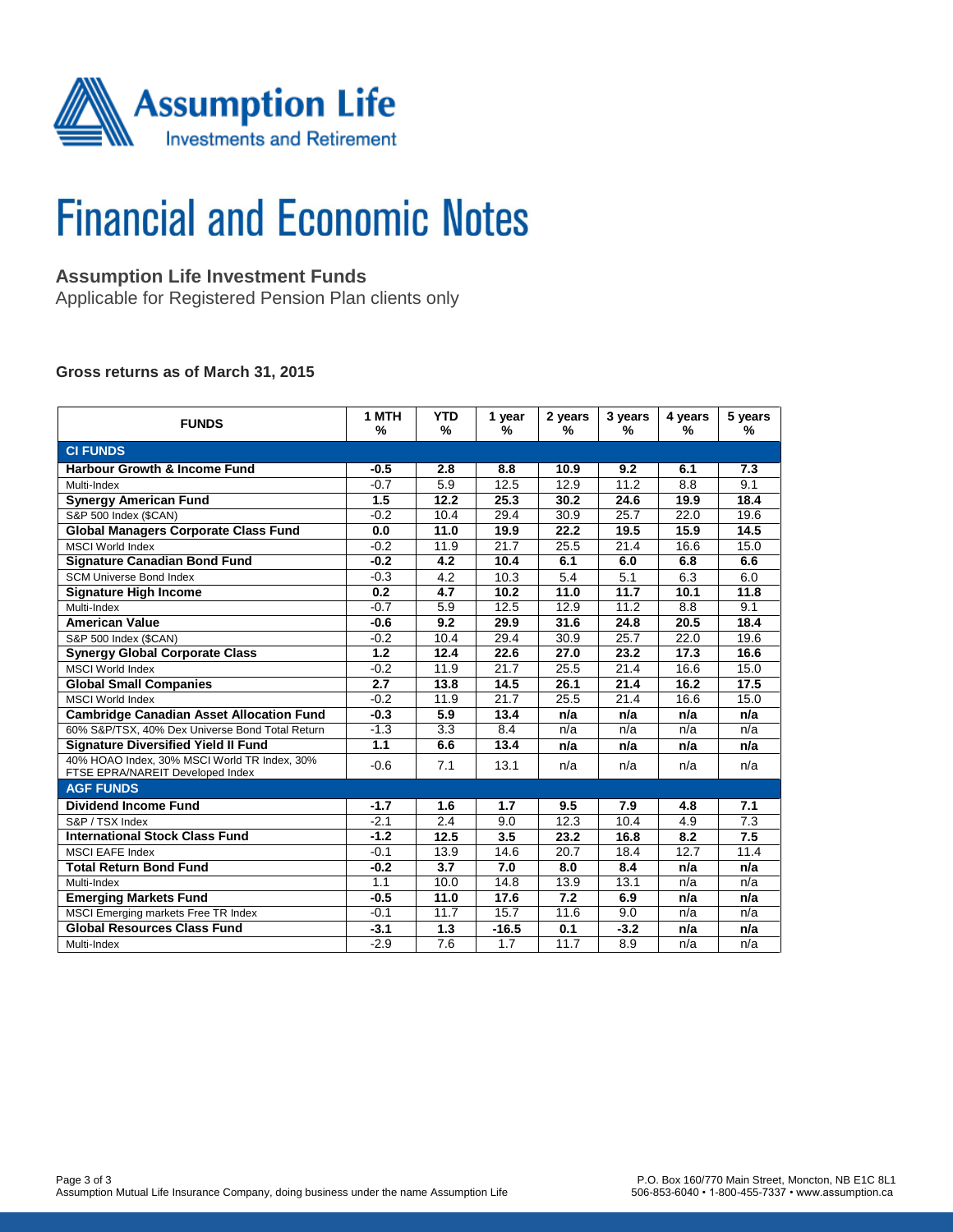# Financial and Economic Notes

## Assumption Life Investment Funds

Applicable for Registered Pension Plan clients only

### Gross returns as of March 31, 2015

| FUNDS | 1 MTH % | YTD % | 1 year % | 2 years % | 3 years % | 4 years % | 5 years % |
|---|---|---|---|---|---|---|---|
| **CI FUNDS** | | | | | | | |
| **Harbour Growth & Income Fund** | **-0.5** | **2.8** | **8.8** | **10.9** | **9.2** | **6.1** | **7.3** |
| Multi-Index | -0.7 | 5.9 | 12.5 | 12.9 | 11.2 | 8.8 | 9.1 |
| **Synergy American Fund** | **1.5** | **12.2** | **25.3** | **30.2** | **24.6** | **19.9** | **18.4** |
| S&P 500 Index ($CAN) | -0.2 | 10.4 | 29.4 | 30.9 | 25.7 | 22.0 | 19.6 |
| **Global Managers Corporate Class Fund** | **0.0** | **11.0** | **19.9** | **22.2** | **19.5** | **15.9** | **14.5** |
| MSCI World Index | -0.2 | 11.9 | 21.7 | 25.5 | 21.4 | 16.6 | 15.0 |
| **Signature Canadian Bond Fund** | **-0.2** | **4.2** | **10.4** | **6.1** | **6.0** | **6.8** | **6.6** |
| SCM Universe Bond Index | -0.3 | 4.2 | 10.3 | 5.4 | 5.1 | 6.3 | 6.0 |
| **Signature High Income** | **0.2** | **4.7** | **10.2** | **11.0** | **11.7** | **10.1** | **11.8** |
| Multi-Index | -0.7 | 5.9 | 12.5 | 12.9 | 11.2 | 8.8 | 9.1 |
| **American Value** | **-0.6** | **9.2** | **29.9** | **31.6** | **24.8** | **20.5** | **18.4** |
| S&P 500 Index ($CAN) | -0.2 | 10.4 | 29.4 | 30.9 | 25.7 | 22.0 | 19.6 |
| **Synergy Global Corporate Class** | **1.2** | **12.4** | **22.6** | **27.0** | **23.2** | **17.3** | **16.6** |
| MSCI World Index | -0.2 | 11.9 | 21.7 | 25.5 | 21.4 | 16.6 | 15.0 |
| **Global Small Companies** | **2.7** | **13.8** | **14.5** | **26.1** | **21.4** | **16.2** | **17.5** |
| MSCI World Index | -0.2 | 11.9 | 21.7 | 25.5 | 21.4 | 16.6 | 15.0 |
| **Cambridge Canadian Asset Allocation Fund** | **-0.3** | **5.9** | **13.4** | **n/a** | **n/a** | **n/a** | **n/a** |
| 60% S&P/TSX, 40% Dex Universe Bond Total Return | -1.3 | 3.3 | 8.4 | n/a | n/a | n/a | n/a |
| **Signature Diversified Yield II Fund** | **1.1** | **6.6** | **13.4** | **n/a** | **n/a** | **n/a** | **n/a** |
| 40% HOAO Index, 30% MSCI World TR Index, 30% FTSE EPRA/NAREIT Developed Index | -0.6 | 7.1 | 13.1 | n/a | n/a | n/a | n/a |
| **AGF FUNDS** | | | | | | | |
| **Dividend Income Fund** | **-1.7** | **1.6** | **1.7** | **9.5** | **7.9** | **4.8** | **7.1** |
| S&P / TSX Index | -2.1 | 2.4 | 9.0 | 12.3 | 10.4 | 4.9 | 7.3 |
| **International Stock Class Fund** | **-1.2** | **12.5** | **3.5** | **23.2** | **16.8** | **8.2** | **7.5** |
| MSCI EAFE Index | -0.1 | 13.9 | 14.6 | 20.7 | 18.4 | 12.7 | 11.4 |
| **Total Return Bond Fund** | **-0.2** | **3.7** | **7.0** | **8.0** | **8.4** | **n/a** | **n/a** |
| Multi-Index | 1.1 | 10.0 | 14.8 | 13.9 | 13.1 | n/a | n/a |
| **Emerging Markets Fund** | **-0.5** | **11.0** | **17.6** | **7.2** | **6.9** | **n/a** | **n/a** |
| MSCI Emerging markets Free TR Index | -0.1 | 11.7 | 15.7 | 11.6 | 9.0 | n/a | n/a |
| **Global Resources Class Fund** | **-3.1** | **1.3** | **-16.5** | **0.1** | **-3.2** | **n/a** | **n/a** |
| Multi-Index | -2.9 | 7.6 | 1.7 | 11.7 | 8.9 | n/a | n/a |

Assumption Mutual Life Insurance Company, doing business under the name Assumption Life

P.O. Box 160/770 Main Street, Moncton, NB E1C 8L1
506-853-6040 • 1-800-455-7337 • www.assumption.ca